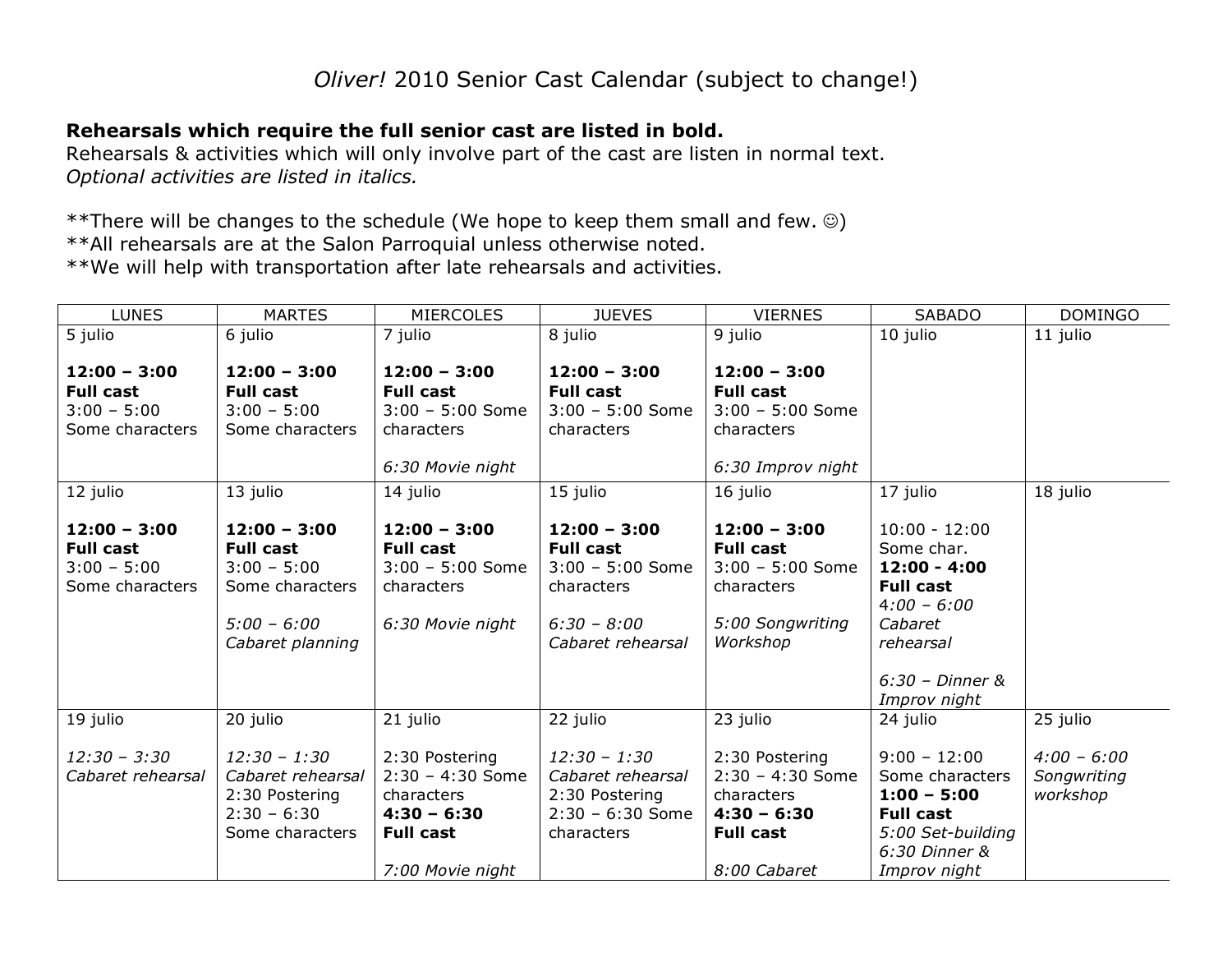# *Oliver!* 2010 Senior Cast Calendar (subject to change!)

**Rehearsals which require the full senior cast are listed in bold.**
Rehearsals & activities which will only involve part of the cast are listen in normal text.
*Optional activities are listed in italics.*

**There will be changes to the schedule (We hope to keep them small and few. ☺)
**All rehearsals are at the Salon Parroquial unless otherwise noted.
**We will help with transportation after late rehearsals and activities.

| LUNES | MARTES | MIERCOLES | JUEVES | VIERNES | SABADO | DOMINGO |
|---|---|---|---|---|---|---|
| 5 julio<br><br>**12:00 – 3:00**<br>**Full cast**<br>3:00 – 5:00<br>Some characters | 6 julio<br><br>**12:00 – 3:00**<br>**Full cast**<br>3:00 – 5:00<br>Some characters | 7 julio<br><br>**12:00 – 3:00**<br>**Full cast**<br>3:00 – 5:00 Some characters<br><br>*6:30 Movie night* | 8 julio<br><br>**12:00 – 3:00**<br>**Full cast**<br>3:00 – 5:00 Some characters | 9 julio<br><br>**12:00 – 3:00**<br>**Full cast**<br>3:00 – 5:00 Some characters<br><br>*6:30 Improv night* | 10 julio | 11 julio |
| 12 julio<br><br>**12:00 – 3:00**<br>**Full cast**<br>3:00 – 5:00<br>Some characters | 13 julio<br><br>**12:00 – 3:00**<br>**Full cast**<br>3:00 – 5:00<br>Some characters<br><br>*5:00 – 6:00*<br>*Cabaret planning* | 14 julio<br><br>**12:00 – 3:00**<br>**Full cast**<br>3:00 – 5:00 Some characters<br><br>*6:30 Movie night* | 15 julio<br><br>**12:00 – 3:00**<br>**Full cast**<br>3:00 – 5:00 Some characters<br><br>*6:30 – 8:00*<br>*Cabaret rehearsal* | 16 julio<br><br>**12:00 – 3:00**<br>**Full cast**<br>3:00 – 5:00 Some characters<br><br>*5:00 Songwriting Workshop* | 17 julio<br><br>10:00 - 12:00<br>Some char.<br>**12:00 - 4:00**<br>**Full cast**<br>*4:00 – 6:00*<br>*Cabaret rehearsal*<br><br>*6:30 – Dinner & Improv night* | 18 julio |
| 19 julio<br><br>*12:30 – 3:30*<br>*Cabaret rehearsal* | 20 julio<br><br>*12:30 – 1:30*<br>*Cabaret rehearsal*<br>2:30 Postering<br>2:30 – 6:30<br>Some characters | 21 julio<br><br>2:30 Postering<br>2:30 – 4:30 Some characters<br>**4:30 – 6:30**<br>**Full cast**<br><br>*7:00 Movie night* | 22 julio<br><br>*12:30 – 1:30*<br>*Cabaret rehearsal*<br>2:30 Postering<br>2:30 – 6:30 Some characters | 23 julio<br><br>2:30 Postering<br>2:30 – 4:30 Some characters<br>**4:30 – 6:30**<br>**Full cast**<br><br>*8:00 Cabaret* | 24 julio<br><br>9:00 – 12:00<br>Some characters<br>**1:00 – 5:00**<br>**Full cast**<br>*5:00 Set-building*<br>*6:30 Dinner & Improv night* | 25 julio<br><br>*4:00 – 6:00*<br>*Songwriting workshop* |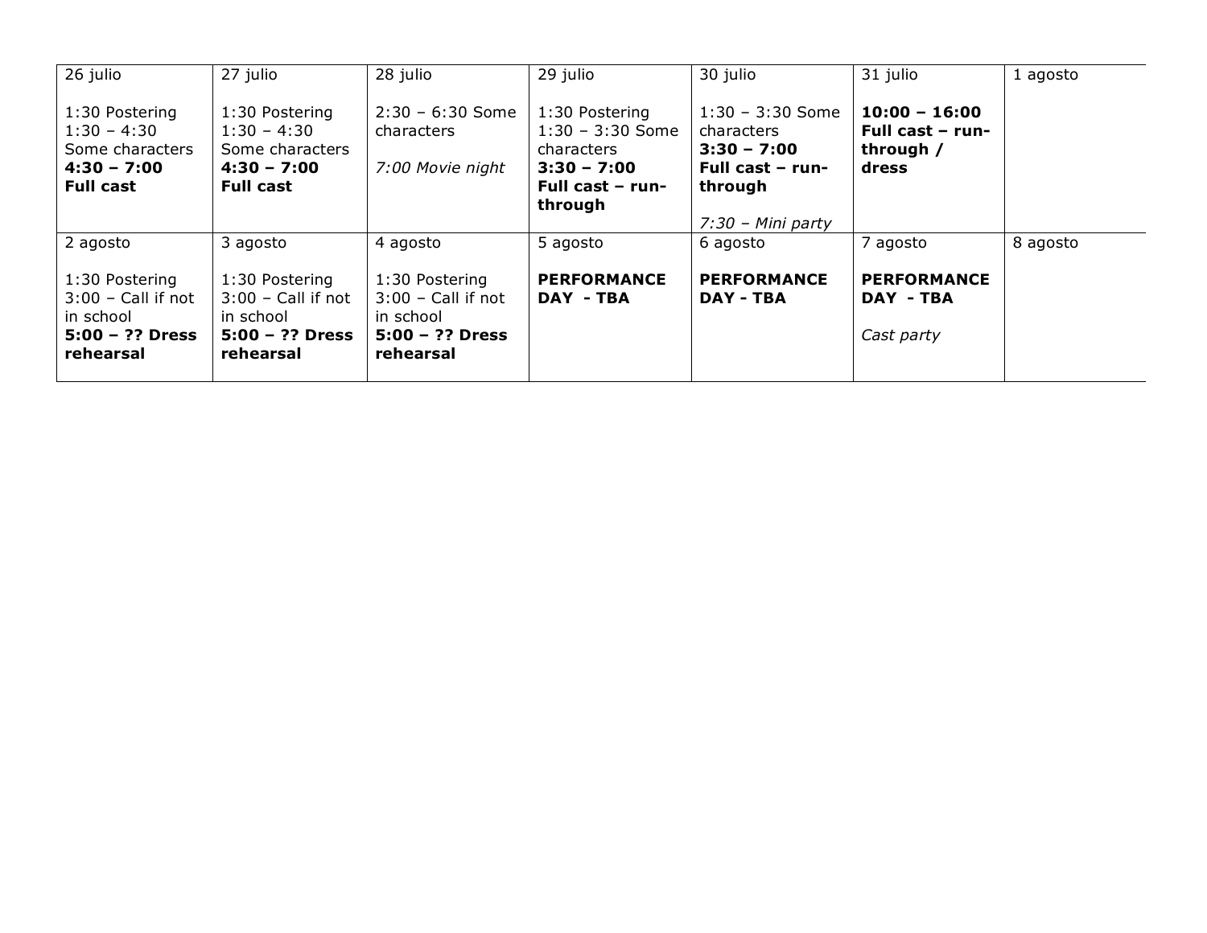| | | | | | | |
|---|---|---|---|---|---|---|
| 26 julio<br><br>1:30 Postering<br>1:30 – 4:30 Some characters<br>**4:30 – 7:00 Full cast** | 27 julio<br><br>1:30 Postering<br>1:30 – 4:30 Some characters<br>**4:30 – 7:00 Full cast** | 28 julio<br><br>2:30 – 6:30 Some characters<br><br>*7:00 Movie night* | 29 julio<br><br>1:30 Postering<br>1:30 – 3:30 Some characters<br>**3:30 – 7:00 Full cast – run-through** | 30 julio<br><br>1:30 – 3:30 Some characters<br>**3:30 – 7:00 Full cast – run-through**<br><br>*7:30 – Mini party* | 31 julio<br><br>**10:00 – 16:00 Full cast – run-through / dress** | 1 agosto |
| 2 agosto<br><br>1:30 Postering<br>3:00 – Call if not in school<br>**5:00 – ?? Dress rehearsal** | 3 agosto<br><br>1:30 Postering<br>3:00 – Call if not in school<br>**5:00 – ?? Dress rehearsal** | 4 agosto<br><br>1:30 Postering<br>3:00 – Call if not in school<br>**5:00 – ?? Dress rehearsal** | 5 agosto<br><br>**PERFORMANCE DAY - TBA** | 6 agosto<br><br>**PERFORMANCE DAY - TBA** | 7 agosto<br><br>**PERFORMANCE DAY - TBA**<br><br>*Cast party* | 8 agosto |